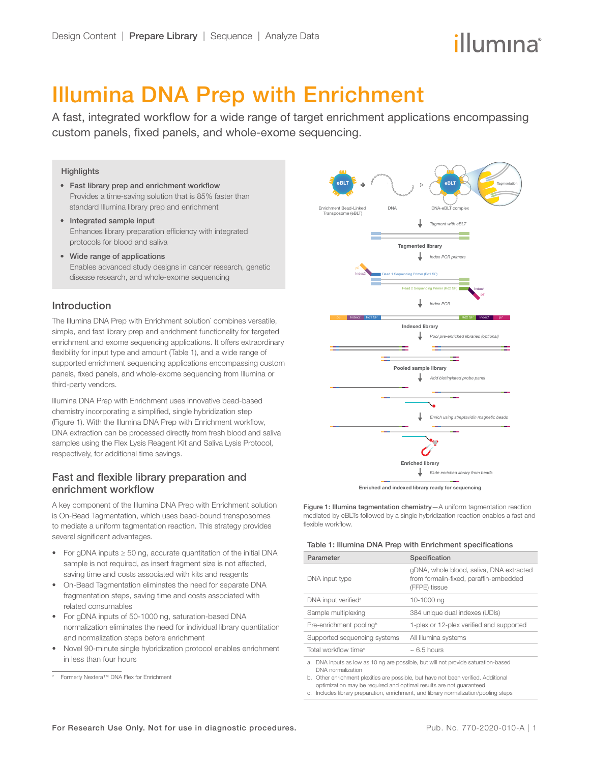Design Content | **Prepare Library** | Sequence | Analyze Data

# Illumina DNA Prep with Enrichment

A fast, integrated workflow for a wide range of target enrichment applications encompassing custom panels, fixed panels, and whole-exome sequencing.

## Highlights

- **Fast library prep and enrichment workflow**
  Provides a time-saving solution that is 85% faster than standard Illumina library prep and enrichment
- **Integrated sample input**
  Enhances library preparation efficiency with integrated protocols for blood and saliva
- **Wide range of applications**
  Enables advanced study designs in cancer research, genetic disease research, and whole-exome sequencing

## Introduction

The Illumina DNA Prep with Enrichment solution* combines versatile, simple, and fast library prep and enrichment functionality for targeted enrichment and exome sequencing applications. It offers extraordinary flexibility for input type and amount (Table 1), and a wide range of supported enrichment sequencing applications encompassing custom panels, fixed panels, and whole-exome sequencing from Illumina or third-party vendors.

Illumina DNA Prep with Enrichment uses innovative bead-based chemistry incorporating a simplified, single hybridization step (Figure 1). With the Illumina DNA Prep with Enrichment workflow, DNA extraction can be processed directly from fresh blood and saliva samples using the Flex Lysis Reagent Kit and Saliva Lysis Protocol, respectively, for additional time savings.

## Fast and flexible library preparation and enrichment workflow

A key component of the Illumina DNA Prep with Enrichment solution is On-Bead Tagmentation, which uses bead-bound transposomes to mediate a uniform tagmentation reaction. This strategy provides several significant advantages.

- For gDNA inputs ≥ 50 ng, accurate quantitation of the initial DNA sample is not required, as insert fragment size is not affected, saving time and costs associated with kits and reagents
- On-Bead Tagmentation eliminates the need for separate DNA fragmentation steps, saving time and costs associated with related consumables
- For gDNA inputs of 50-1000 ng, saturation-based DNA normalization eliminates the need for individual library quantitation and normalization steps before enrichment
- Novel 90-minute single hybridization protocol enables enrichment in less than four hours

\* Formerly Nextera™ DNA Flex for Enrichment

**Figure 1: Illumina tagmentation chemistry**—A uniform tagmentation reaction mediated by eBLTs followed by a single hybridization reaction enables a fast and flexible workflow.

**Table 1: Illumina DNA Prep with Enrichment specifications**

| Parameter | Specification |
|---|---|
| DNA input type | gDNA, whole blood, saliva, DNA extracted from formalin-fixed, paraffin-embedded (FFPE) tissue |
| DNA input verified[a] | 10-1000 ng |
| Sample multiplexing | 384 unique dual indexes (UDIs) |
| Pre-enrichment pooling[b] | 1-plex or 12-plex verified and supported |
| Supported sequencing systems | All Illumina systems |
| Total workflow time[c] | ~ 6.5 hours |

a. DNA inputs as low as 10 ng are possible, but will not provide saturation-based DNA normalization
b. Other enrichment plexities are possible, but have not been verified. Additional optimization may be required and optimal results are not guaranteed
c. Includes library preparation, enrichment, and library normalization/pooling steps

For Research Use Only. Not for use in diagnostic procedures.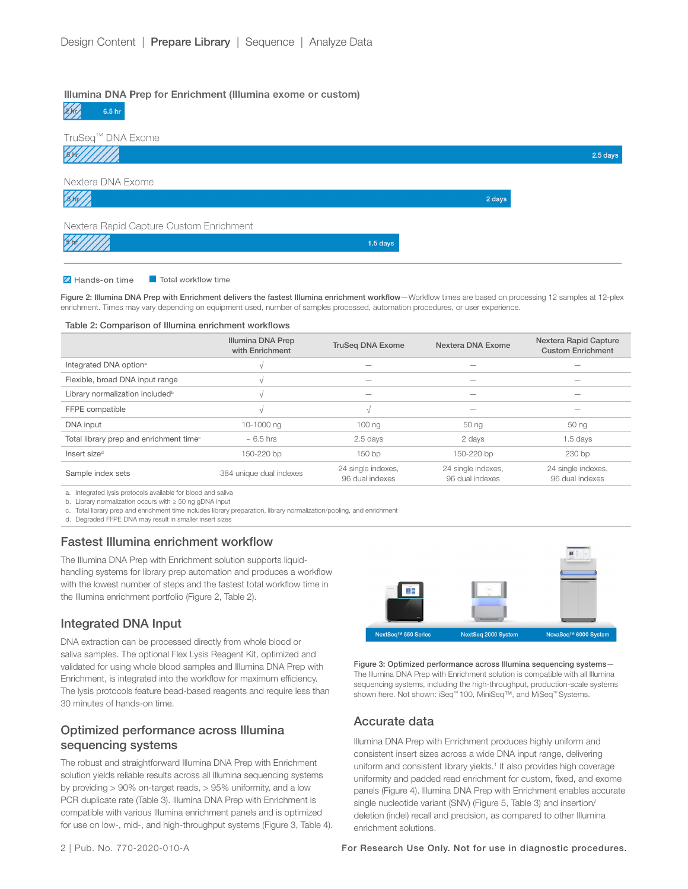Design Content | **Prepare Library** | Sequence | Analyze Data

**Illumina DNA Prep for Enrichment (Illumina exome or custom)**

2 hr 6.5 hr

TruSeq™ DNA Exome

6 hr 2.5 days

Nextera DNA Exome

3 hr 2 days

Nextera Rapid Capture Custom Enrichment

5 hr 1.5 days

Hands-on time  Total workflow time

**Figure 2: Illumina DNA Prep with Enrichment delivers the fastest Illumina enrichment workflow**—Workflow times are based on processing 12 samples at 12-plex enrichment. Times may vary depending on equipment used, number of samples processed, automation procedures, or user experience.

**Table 2: Comparison of Illumina enrichment workflows**

| | Illumina DNA Prep with Enrichment | TruSeq DNA Exome | Nextera DNA Exome | Nextera Rapid Capture Custom Enrichment |
|---|---|---|---|---|
| Integrated DNA option[a] | √ | — | — | — |
| Flexible, broad DNA input range | √ | — | — | — |
| Library normalization included[b] | √ | — | — | — |
| FFPE compatible | √ | √ | — | — |
| DNA input | 10-1000 ng | 100 ng | 50 ng | 50 ng |
| Total library prep and enrichment time[c] | ~ 6.5 hrs | 2.5 days | 2 days | 1.5 days |
| Insert size[d] | 150-220 bp | 150 bp | 150-220 bp | 230 bp |
| Sample index sets | 384 unique dual indexes | 24 single indexes, 96 dual indexes | 24 single indexes, 96 dual indexes | 24 single indexes, 96 dual indexes |

a. Integrated lysis protocols available for blood and saliva
b. Library normalization occurs with ≥ 50 ng gDNA input
c. Total library prep and enrichment time includes library preparation, library normalization/pooling, and enrichment
d. Degraded FFPE DNA may result in smaller insert sizes

## Fastest Illumina enrichment workflow

The Illumina DNA Prep with Enrichment solution supports liquid-handling systems for library prep automation and produces a workflow with the lowest number of steps and the fastest total workflow time in the Illumina enrichment portfolio (Figure 2, Table 2).

## Integrated DNA Input

DNA extraction can be processed directly from whole blood or saliva samples. The optional Flex Lysis Reagent Kit, optimized and validated for using whole blood samples and Illumina DNA Prep with Enrichment, is integrated into the workflow for maximum efficiency. The lysis protocols feature bead-based reagents and require less than 30 minutes of hands-on time.

## Optimized performance across Illumina sequencing systems

The robust and straightforward Illumina DNA Prep with Enrichment solution yields reliable results across all Illumina sequencing systems by providing > 90% on-target reads, > 95% uniformity, and a low PCR duplicate rate (Table 3). Illumina DNA Prep with Enrichment is compatible with various Illumina enrichment panels and is optimized for use on low-, mid-, and high-throughput systems (Figure 3, Table 4).

NextSeq™ 550 Series NextSeq 2000 System NovaSeq™ 6000 System

**Figure 3: Optimized performance across Illumina sequencing systems**—The Illumina DNA Prep with Enrichment solution is compatible with all Illumina sequencing systems, including the high-throughput, production-scale systems shown here. Not shown: iSeq™ 100, MiniSeq™, and MiSeq™ Systems.

## Accurate data

Illumina DNA Prep with Enrichment produces highly uniform and consistent insert sizes across a wide DNA input range, delivering uniform and consistent library yields.[1] It also provides high coverage uniformity and padded read enrichment for custom, fixed, and exome panels (Figure 4). Illumina DNA Prep with Enrichment enables accurate single nucleotide variant (SNV) (Figure 5, Table 3) and insertion/deletion (indel) recall and precision, as compared to other Illumina enrichment solutions.

For Research Use Only. Not for use in diagnostic procedures.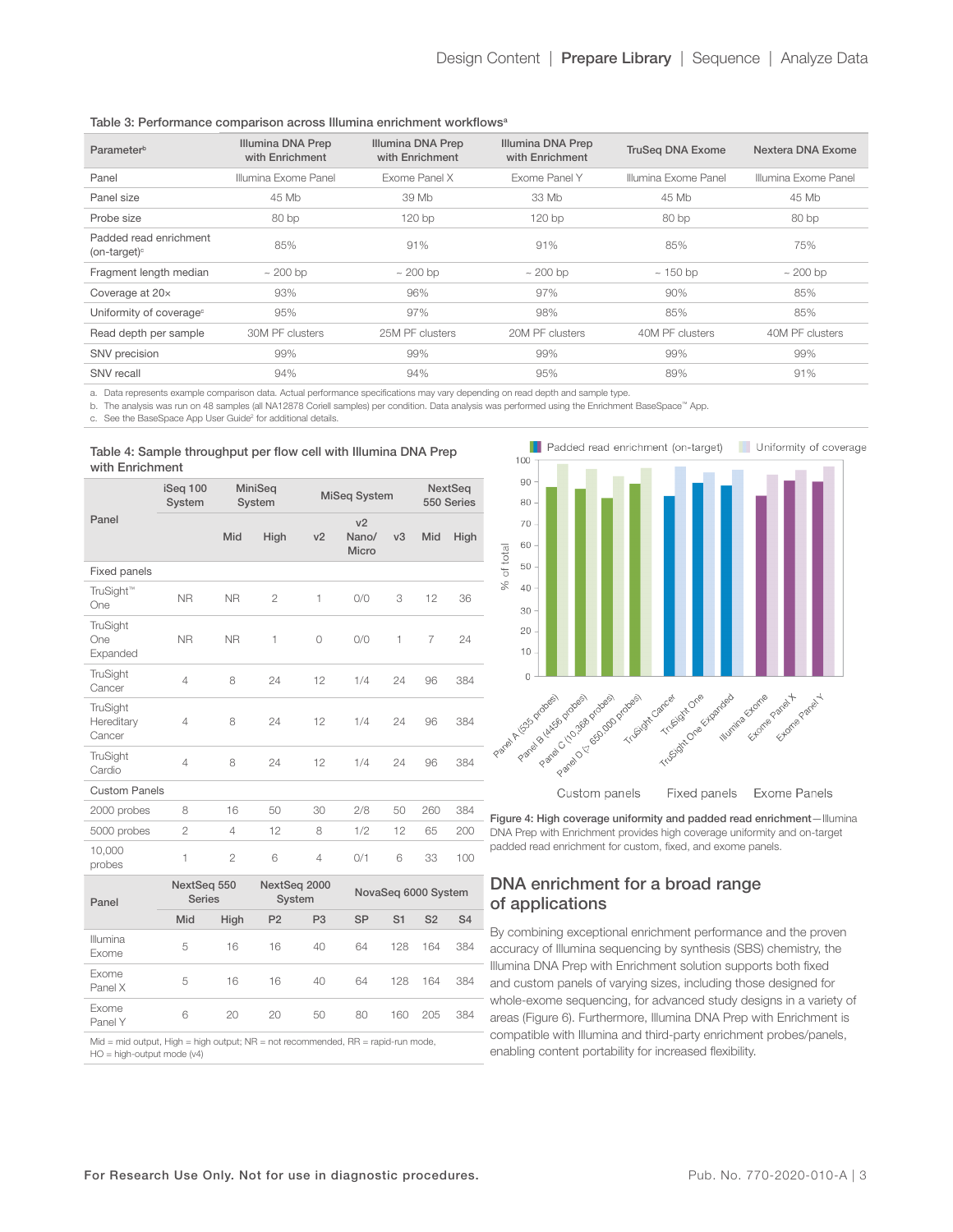Table 3: Performance comparison across Illumina enrichment workflows[a]

| Parameter[b] | Illumina DNA Prep with Enrichment | Illumina DNA Prep with Enrichment | Illumina DNA Prep with Enrichment | TruSeq DNA Exome | Nextera DNA Exome |
|---|---|---|---|---|---|
| Panel | Illumina Exome Panel | Exome Panel X | Exome Panel Y | Illumina Exome Panel | Illumina Exome Panel |
| Panel size | 45 Mb | 39 Mb | 33 Mb | 45 Mb | 45 Mb |
| Probe size | 80 bp | 120 bp | 120 bp | 80 bp | 80 bp |
| Padded read enrichment (on-target)[c] | 85% | 91% | 91% | 85% | 75% |
| Fragment length median | ~ 200 bp | ~ 200 bp | ~ 200 bp | ~ 150 bp | ~ 200 bp |
| Coverage at 20× | 93% | 96% | 97% | 90% | 85% |
| Uniformity of coverage[c] | 95% | 97% | 98% | 85% | 85% |
| Read depth per sample | 30M PF clusters | 25M PF clusters | 20M PF clusters | 40M PF clusters | 40M PF clusters |
| SNV precision | 99% | 99% | 99% | 99% | 99% |
| SNV recall | 94% | 94% | 95% | 89% | 91% |

a. Data represents example comparison data. Actual performance specifications may vary depending on read depth and sample type.
b. The analysis was run on 48 samples (all NA12878 Coriell samples) per condition. Data analysis was performed using the Enrichment BaseSpace™ App.
c. See the BaseSpace App User Guide[2] for additional details.

Table 4: Sample throughput per flow cell with Illumina DNA Prep with Enrichment

| Panel | iSeq 100 System | MiniSeq System | | MiSeq System | | | NextSeq 550 Series | |
|---|---|---|---|---|---|---|---|---|
| | | Mid | High | v2 | v2 Nano/ Micro | v3 | Mid | High |
| **Fixed panels** | | | | | | | | |
| TruSight™ One | NR | NR | 2 | 1 | 0/0 | 3 | 12 | 36 |
| TruSight One Expanded | NR | NR | 1 | 0 | 0/0 | 1 | 7 | 24 |
| TruSight Cancer | 4 | 8 | 24 | 12 | 1/4 | 24 | 96 | 384 |
| TruSight Hereditary Cancer | 4 | 8 | 24 | 12 | 1/4 | 24 | 96 | 384 |
| TruSight Cardio | 4 | 8 | 24 | 12 | 1/4 | 24 | 96 | 384 |
| **Custom Panels** | | | | | | | | |
| 2000 probes | 8 | 16 | 50 | 30 | 2/8 | 50 | 260 | 384 |
| 5000 probes | 2 | 4 | 12 | 8 | 1/2 | 12 | 65 | 200 |
| 10,000 probes | 1 | 2 | 6 | 4 | 0/1 | 6 | 33 | 100 |

| Panel | NextSeq 550 Series | | NextSeq 2000 System | | NovaSeq 6000 System | | | |
|---|---|---|---|---|---|---|---|---|
| | Mid | High | P2 | P3 | SP | S1 | S2 | S4 |
| Illumina Exome | 5 | 16 | 16 | 40 | 64 | 128 | 164 | 384 |
| Exome Panel X | 5 | 16 | 16 | 40 | 64 | 128 | 164 | 384 |
| Exome Panel Y | 6 | 20 | 20 | 50 | 80 | 160 | 205 | 384 |

Mid = mid output, High = high output; NR = not recommended, RR = rapid-run mode, HO = high-output mode (v4)

**Figure 4: High coverage uniformity and padded read enrichment**—Illumina DNA Prep with Enrichment provides high coverage uniformity and on-target padded read enrichment for custom, fixed, and exome panels.

## DNA enrichment for a broad range of applications

By combining exceptional enrichment performance and the proven accuracy of Illumina sequencing by synthesis (SBS) chemistry, the Illumina DNA Prep with Enrichment solution supports both fixed and custom panels of varying sizes, including those designed for whole-exome sequencing, for advanced study designs in a variety of areas (Figure 6). Furthermore, Illumina DNA Prep with Enrichment is compatible with Illumina and third-party enrichment probes/panels, enabling content portability for increased flexibility.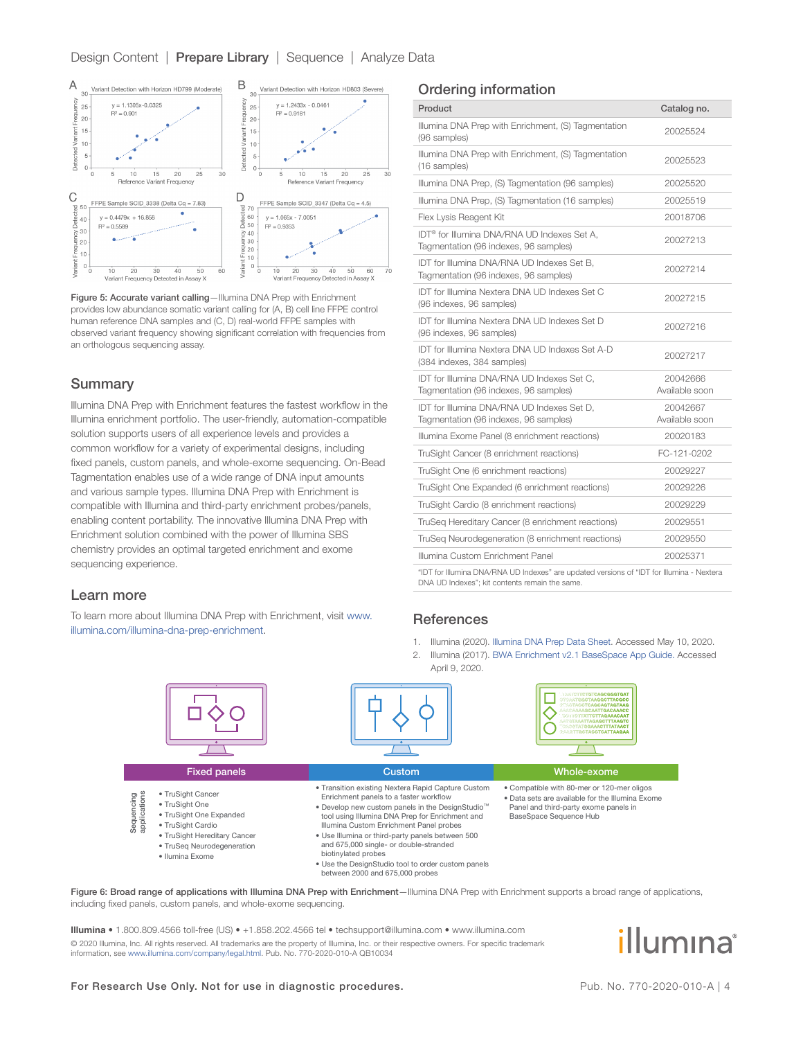A
Variant Detection with Horizon HD799 (Moderate)
y = 1.1305x -0.0325
R² = 0.901
Detected Variant Frequency
Reference Variant Frequency

B
Variant Detection with Horizon HD803 (Severe)
y = 1.2433x - 0.0461
R² = 0.9181
Detected Variant Frequency
Reference Variant Frequency

C
FFPE Sample SCID_3338 (Delta Cq = 7.83)
y = 0.4479x + 16.858
R² = 0.5589
Variant Frequency Detected
Variant Frequency Detected in Assay X

D
FFPE Sample SCID_3347 (Delta Cq = 4.5)
y = 1.065x - 7.0051
R² = 0.9353
Variant Frequency Detected
Variant Frequency Detected in Assay X

**Figure 5: Accurate variant calling**—Illumina DNA Prep with Enrichment provides low abundance somatic variant calling for (A, B) cell line FFPE control human reference DNA samples and (C, D) real-world FFPE samples with observed variant frequency showing significant correlation with frequencies from an orthologous sequencing assay.

## Summary

Illumina DNA Prep with Enrichment features the fastest workflow in the Illumina enrichment portfolio. The user-friendly, automation-compatible solution supports users of all experience levels and provides a common workflow for a variety of experimental designs, including fixed panels, custom panels, and whole-exome sequencing. On-Bead Tagmentation enables use of a wide range of DNA input amounts and various sample types. Illumina DNA Prep with Enrichment is compatible with Illumina and third-party enrichment probes/panels, enabling content portability. The innovative Illumina DNA Prep with Enrichment solution combined with the power of Illumina SBS chemistry provides an optimal targeted enrichment and exome sequencing experience.

## Learn more

To learn more about Illumina DNA Prep with Enrichment, visit www.illumina.com/illumina-dna-prep-enrichment.

## Ordering information

| Product | Catalog no. |
| --- | --- |
| Illumina DNA Prep with Enrichment, (S) Tagmentation (96 samples) | 20025524 |
| Illumina DNA Prep with Enrichment, (S) Tagmentation (16 samples) | 20025523 |
| Illumina DNA Prep, (S) Tagmentation (96 samples) | 20025520 |
| Illumina DNA Prep, (S) Tagmentation (16 samples) | 20025519 |
| Flex Lysis Reagent Kit | 20018706 |
| IDT® for Illumina DNA/RNA UD Indexes Set A, Tagmentation (96 indexes, 96 samples) | 20027213 |
| IDT for Illumina DNA/RNA UD Indexes Set B, Tagmentation (96 indexes, 96 samples) | 20027214 |
| IDT for Illumina Nextera DNA UD Indexes Set C (96 indexes, 96 samples) | 20027215 |
| IDT for Illumina Nextera DNA UD Indexes Set D (96 indexes, 96 samples) | 20027216 |
| IDT for Illumina Nextera DNA UD Indexes Set A-D (384 indexes, 384 samples) | 20027217 |
| IDT for Illumina DNA/RNA UD Indexes Set C, Tagmentation (96 indexes, 96 samples) | 20042666 Available soon |
| IDT for Illumina DNA/RNA UD Indexes Set D, Tagmentation (96 indexes, 96 samples) | 20042667 Available soon |
| Illumina Exome Panel (8 enrichment reactions) | 20020183 |
| TruSight Cancer (8 enrichment reactions) | FC-121-0202 |
| TruSight One (6 enrichment reactions) | 20029227 |
| TruSight One Expanded (6 enrichment reactions) | 20029226 |
| TruSight Cardio (8 enrichment reactions) | 20029229 |
| TruSeq Hereditary Cancer (8 enrichment reactions) | 20029551 |
| TruSeq Neurodegeneration (8 enrichment reactions) | 20029550 |
| Illumina Custom Enrichment Panel | 20025371 |

"IDT for Illumina DNA/RNA UD Indexes" are updated versions of "IDT for Illumina - Nextera DNA UD Indexes"; kit contents remain the same.

## References

1. Illumina (2020). Illumina DNA Prep Data Sheet. Accessed May 10, 2020.
2. Illumina (2017). BWA Enrichment v2.1 BaseSpace App Guide. Accessed April 9, 2020.

Sequencing applications

**Fixed panels**
- TruSight Cancer
- TruSight One
- TruSight One Expanded
- TruSight Cardio
- TruSight Hereditary Cancer
- TruSeq Neurodegeneration
- Ilumina Exome

**Custom**
- Transition existing Nextera Rapid Capture Custom Enrichment panels to a faster workflow
- Develop new custom panels in the DesignStudio™ tool using Illumina DNA Prep for Enrichment and Illumina Custom Enrichment Panel probes
- Use Illumina or third-party panels between 500 and 675,000 single- or double-stranded biotinylated probes
- Use the DesignStudio tool to order custom panels between 2000 and 675,000 probes

**Whole-exome**
- Compatible with 80-mer or 120-mer oligos
- Data sets are available for the Illumina Exome Panel and third-party exome panels in BaseSpace Sequence Hub

**Figure 6: Broad range of applications with Illumina DNA Prep with Enrichment**—Illumina DNA Prep with Enrichment supports a broad range of applications, including fixed panels, custom panels, and whole-exome sequencing.

**Illumina** • 1.800.809.4566 toll-free (US) • +1.858.202.4566 tel • techsupport@illumina.com • www.illumina.com

© 2020 Illumina, Inc. All rights reserved. All trademarks are the property of Illumina, Inc. or their respective owners. For specific trademark information, see www.illumina.com/company/legal.html. Pub. No. 770-2020-010-A QB10034

For Research Use Only. Not for use in diagnostic procedures.